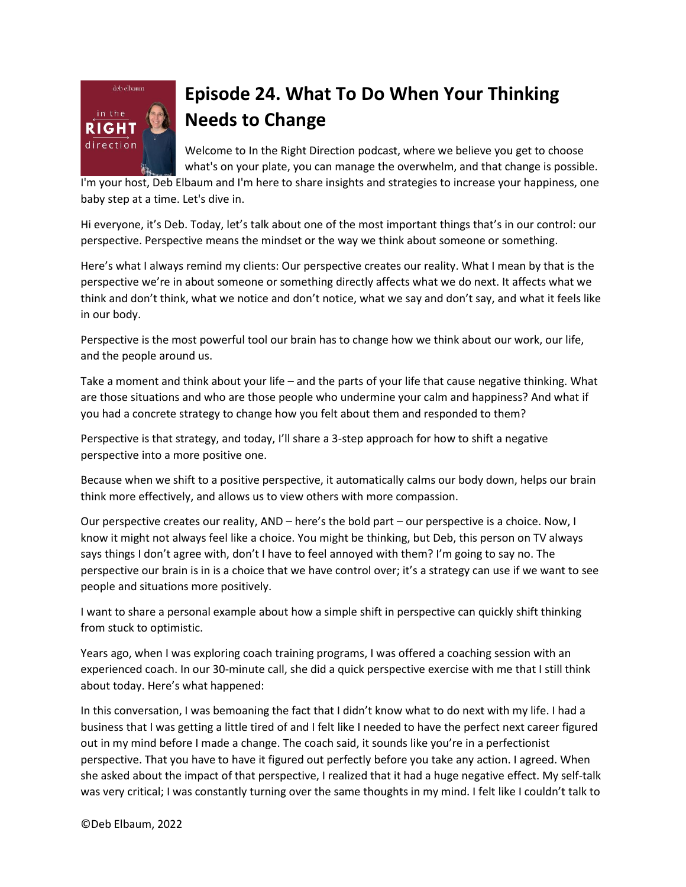# Episode 24. What To Do When Your Thinking Needs to Change

Welcome to In the Right Direction podcast, where we believe you get to choose what's on your plate, you can manage the overwhelm, and that change is possible. I'm your host, Deb Elbaum and I'm here to share insights and strategies to increase your happiness, one baby step at a time. Let's dive in.

Hi everyone, it's Deb. Today, let's talk about one of the most important things that's in our control: our perspective. Perspective means the mindset or the way we think about someone or something.

Here's what I always remind my clients: Our perspective creates our reality. What I mean by that is the perspective we're in about someone or something directly affects what we do next. It affects what we think and don't think, what we notice and don't notice, what we say and don't say, and what it feels like in our body.

Perspective is the most powerful tool our brain has to change how we think about our work, our life, and the people around us.

Take a moment and think about your life – and the parts of your life that cause negative thinking. What are those situations and who are those people who undermine your calm and happiness? And what if you had a concrete strategy to change how you felt about them and responded to them?

Perspective is that strategy, and today, I'll share a 3-step approach for how to shift a negative perspective into a more positive one.

Because when we shift to a positive perspective, it automatically calms our body down, helps our brain think more effectively, and allows us to view others with more compassion.

Our perspective creates our reality, AND – here's the bold part – our perspective is a choice. Now, I know it might not always feel like a choice. You might be thinking, but Deb, this person on TV always says things I don't agree with, don't I have to feel annoyed with them? I'm going to say no. The perspective our brain is in is a choice that we have control over; it's a strategy can use if we want to see people and situations more positively.

I want to share a personal example about how a simple shift in perspective can quickly shift thinking from stuck to optimistic.

Years ago, when I was exploring coach training programs, I was offered a coaching session with an experienced coach. In our 30-minute call, she did a quick perspective exercise with me that I still think about today. Here's what happened:

In this conversation, I was bemoaning the fact that I didn't know what to do next with my life. I had a business that I was getting a little tired of and I felt like I needed to have the perfect next career figured out in my mind before I made a change. The coach said, it sounds like you're in a perfectionist perspective. That you have to have it figured out perfectly before you take any action. I agreed. When she asked about the impact of that perspective, I realized that it had a huge negative effect. My self-talk was very critical; I was constantly turning over the same thoughts in my mind. I felt like I couldn't talk to

©Deb Elbaum, 2022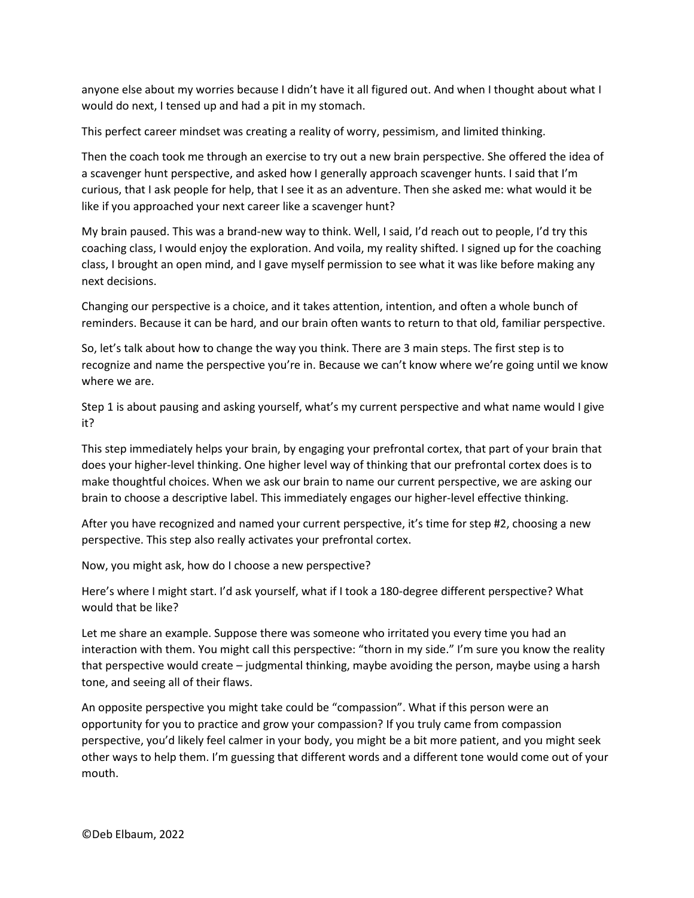anyone else about my worries because I didn't have it all figured out. And when I thought about what I would do next, I tensed up and had a pit in my stomach.

This perfect career mindset was creating a reality of worry, pessimism, and limited thinking.

Then the coach took me through an exercise to try out a new brain perspective. She offered the idea of a scavenger hunt perspective, and asked how I generally approach scavenger hunts. I said that I'm curious, that I ask people for help, that I see it as an adventure. Then she asked me: what would it be like if you approached your next career like a scavenger hunt?

My brain paused. This was a brand-new way to think. Well, I said, I'd reach out to people, I'd try this coaching class, I would enjoy the exploration. And voila, my reality shifted. I signed up for the coaching class, I brought an open mind, and I gave myself permission to see what it was like before making any next decisions.

Changing our perspective is a choice, and it takes attention, intention, and often a whole bunch of reminders. Because it can be hard, and our brain often wants to return to that old, familiar perspective.

So, let's talk about how to change the way you think. There are 3 main steps. The first step is to recognize and name the perspective you're in. Because we can't know where we're going until we know where we are.

Step 1 is about pausing and asking yourself, what's my current perspective and what name would I give it?

This step immediately helps your brain, by engaging your prefrontal cortex, that part of your brain that does your higher-level thinking. One higher level way of thinking that our prefrontal cortex does is to make thoughtful choices. When we ask our brain to name our current perspective, we are asking our brain to choose a descriptive label. This immediately engages our higher-level effective thinking.

After you have recognized and named your current perspective, it's time for step #2, choosing a new perspective. This step also really activates your prefrontal cortex.

Now, you might ask, how do I choose a new perspective?

Here's where I might start. I'd ask yourself, what if I took a 180-degree different perspective? What would that be like?

Let me share an example. Suppose there was someone who irritated you every time you had an interaction with them. You might call this perspective: "thorn in my side." I'm sure you know the reality that perspective would create – judgmental thinking, maybe avoiding the person, maybe using a harsh tone, and seeing all of their flaws.

An opposite perspective you might take could be "compassion". What if this person were an opportunity for you to practice and grow your compassion? If you truly came from compassion perspective, you'd likely feel calmer in your body, you might be a bit more patient, and you might seek other ways to help them. I'm guessing that different words and a different tone would come out of your mouth.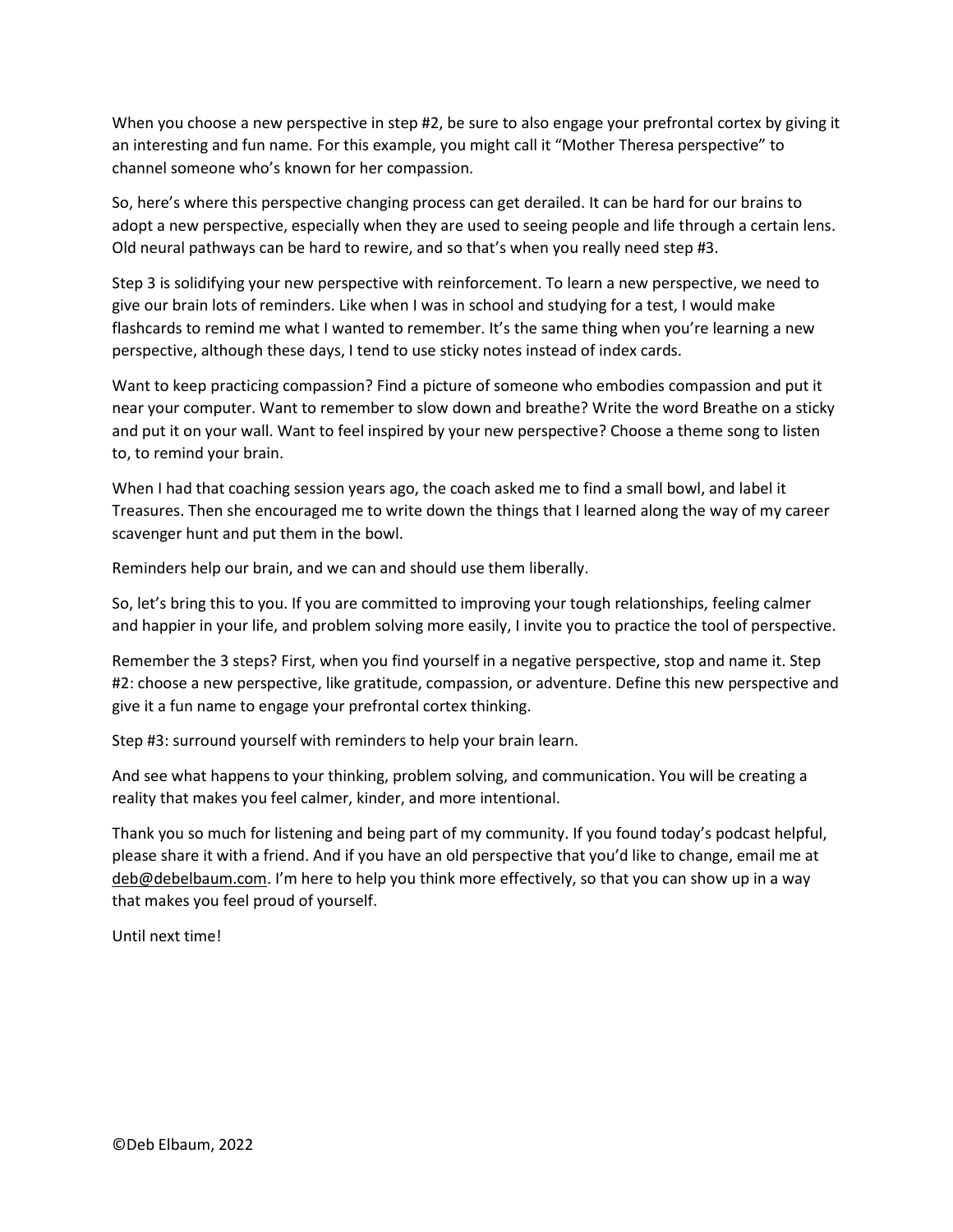When you choose a new perspective in step #2, be sure to also engage your prefrontal cortex by giving it an interesting and fun name. For this example, you might call it "Mother Theresa perspective" to channel someone who's known for her compassion.

So, here's where this perspective changing process can get derailed. It can be hard for our brains to adopt a new perspective, especially when they are used to seeing people and life through a certain lens. Old neural pathways can be hard to rewire, and so that's when you really need step #3.

Step 3 is solidifying your new perspective with reinforcement. To learn a new perspective, we need to give our brain lots of reminders. Like when I was in school and studying for a test, I would make flashcards to remind me what I wanted to remember. It's the same thing when you're learning a new perspective, although these days, I tend to use sticky notes instead of index cards.

Want to keep practicing compassion? Find a picture of someone who embodies compassion and put it near your computer. Want to remember to slow down and breathe? Write the word Breathe on a sticky and put it on your wall. Want to feel inspired by your new perspective? Choose a theme song to listen to, to remind your brain.

When I had that coaching session years ago, the coach asked me to find a small bowl, and label it Treasures. Then she encouraged me to write down the things that I learned along the way of my career scavenger hunt and put them in the bowl.

Reminders help our brain, and we can and should use them liberally.

So, let's bring this to you. If you are committed to improving your tough relationships, feeling calmer and happier in your life, and problem solving more easily, I invite you to practice the tool of perspective.

Remember the 3 steps? First, when you find yourself in a negative perspective, stop and name it. Step #2: choose a new perspective, like gratitude, compassion, or adventure. Define this new perspective and give it a fun name to engage your prefrontal cortex thinking.

Step #3: surround yourself with reminders to help your brain learn.

And see what happens to your thinking, problem solving, and communication. You will be creating a reality that makes you feel calmer, kinder, and more intentional.

Thank you so much for listening and being part of my community. If you found today's podcast helpful, please share it with a friend. And if you have an old perspective that you'd like to change, email me at deb@debelbaum.com. I'm here to help you think more effectively, so that you can show up in a way that makes you feel proud of yourself.

Until next time!

©Deb Elbaum, 2022